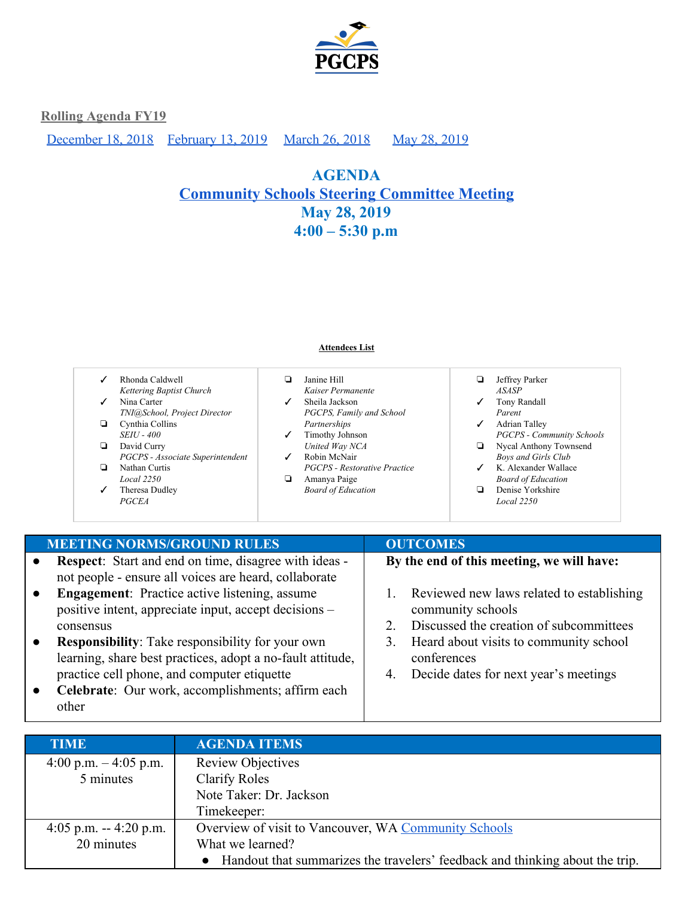PGCPS

**Rolling Agenda FY19**

[December 18, 2018](#) [February 13, 2019](#) [March 26, 2018](#) [May 28, 2019](#)

# AGENDA
## [Community Schools Steering Committee Meeting](#)
## May 28, 2019
## 4:00 – 5:30 p.m

**Attendees List**

| | | |
|---|---|---|
| ✓ Rhonda Caldwell *Kettering Baptist Church* | ❏ Janine Hill *Kaiser Permanente* | ❏ Jeffrey Parker *ASASP* |
| ✓ Nina Carter *TNI@School, Project Director* | ✓ Sheila Jackson *PGCPS, Family and School Partnerships* | ✓ Tony Randall *Parent* |
| ❏ Cynthia Collins *SEIU - 400* | ✓ Timothy Johnson *United Way NCA* | ✓ Adrian Talley *PGCPS - Community Schools* |
| ❏ David Curry *PGCPS - Associate Superintendent* | ✓ Robin McNair *PGCPS - Restorative Practice* | ❏ Nycal Anthony Townsend *Boys and Girls Club* |
| ❏ Nathan Curtis *Local 2250* | ❏ Amanya Paige *Board of Education* | ✓ K. Alexander Wallace *Board of Education* |
| ✓ Theresa Dudley *PGCEA* | | ❏ Denise Yorkshire *Local 2250* |

| MEETING NORMS/GROUND RULES | OUTCOMES |
|---|---|
| • **Respect**: Start and end on time, disagree with ideas - not people - ensure all voices are heard, collaborate<br>• **Engagement**: Practice active listening, assume positive intent, appreciate input, accept decisions – consensus<br>• **Responsibility**: Take responsibility for your own learning, share best practices, adopt a no-fault attitude, practice cell phone, and computer etiquette<br>• **Celebrate**: Our work, accomplishments; affirm each other | **By the end of this meeting, we will have:**<br>1. Reviewed new laws related to establishing community schools<br>2. Discussed the creation of subcommittees<br>3. Heard about visits to community school conferences<br>4. Decide dates for next year's meetings |

| TIME | AGENDA ITEMS |
|---|---|
| 4:00 p.m. – 4:05 p.m.<br>5 minutes | Review Objectives<br>Clarify Roles<br>Note Taker: Dr. Jackson<br>Timekeeper: |
| 4:05 p.m. -- 4:20 p.m.<br>20 minutes | Overview of visit to Vancouver, WA [Community Schools](#)<br>What we learned?<br>• Handout that summarizes the travelers' feedback and thinking about the trip. |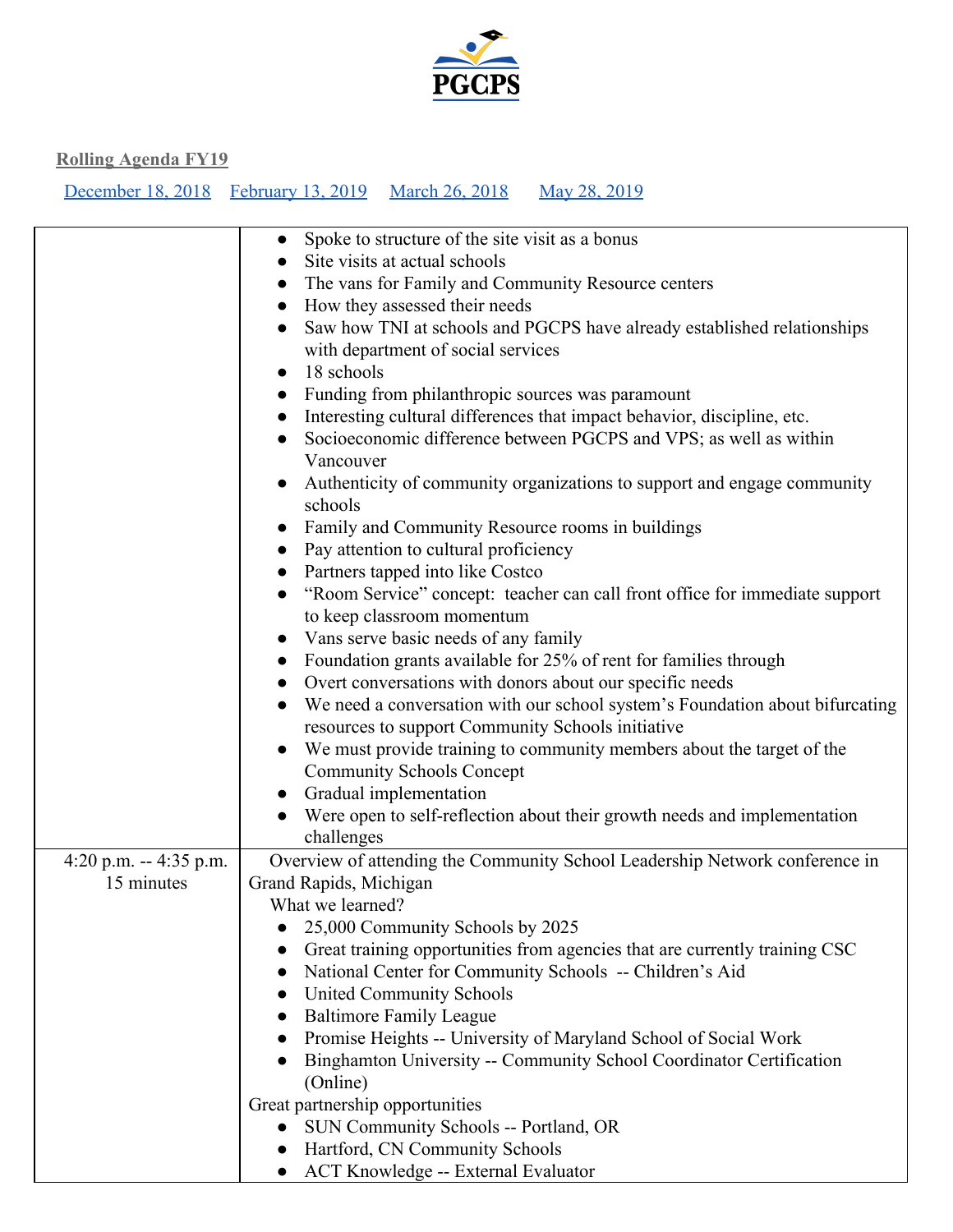**Rolling Agenda FY19**

[December 18, 2018](#) [February 13, 2019](#) [March 26, 2018](#) [May 28, 2019](#)

| | |
|---|---|
| | • Spoke to structure of the site visit as a bonus<br>• Site visits at actual schools<br>• The vans for Family and Community Resource centers<br>• How they assessed their needs<br>• Saw how TNI at schools and PGCPS have already established relationships with department of social services<br>• 18 schools<br>• Funding from philanthropic sources was paramount<br>• Interesting cultural differences that impact behavior, discipline, etc.<br>• Socioeconomic difference between PGCPS and VPS; as well as within Vancouver<br>• Authenticity of community organizations to support and engage community schools<br>• Family and Community Resource rooms in buildings<br>• Pay attention to cultural proficiency<br>• Partners tapped into like Costco<br>• "Room Service" concept: teacher can call front office for immediate support to keep classroom momentum<br>• Vans serve basic needs of any family<br>• Foundation grants available for 25% of rent for families through<br>• Overt conversations with donors about our specific needs<br>• We need a conversation with our school system's Foundation about bifurcating resources to support Community Schools initiative<br>• We must provide training to community members about the target of the Community Schools Concept<br>• Gradual implementation<br>• Were open to self-reflection about their growth needs and implementation challenges |
| 4:20 p.m. -- 4:35 p.m.<br>15 minutes | Overview of attending the Community School Leadership Network conference in Grand Rapids, Michigan<br>What we learned?<br>• 25,000 Community Schools by 2025<br>• Great training opportunities from agencies that are currently training CSC<br>• National Center for Community Schools -- Children's Aid<br>• United Community Schools<br>• Baltimore Family League<br>• Promise Heights -- University of Maryland School of Social Work<br>• Binghamton University -- Community School Coordinator Certification (Online)<br>Great partnership opportunities<br>• SUN Community Schools -- Portland, OR<br>• Hartford, CN Community Schools<br>• ACT Knowledge -- External Evaluator |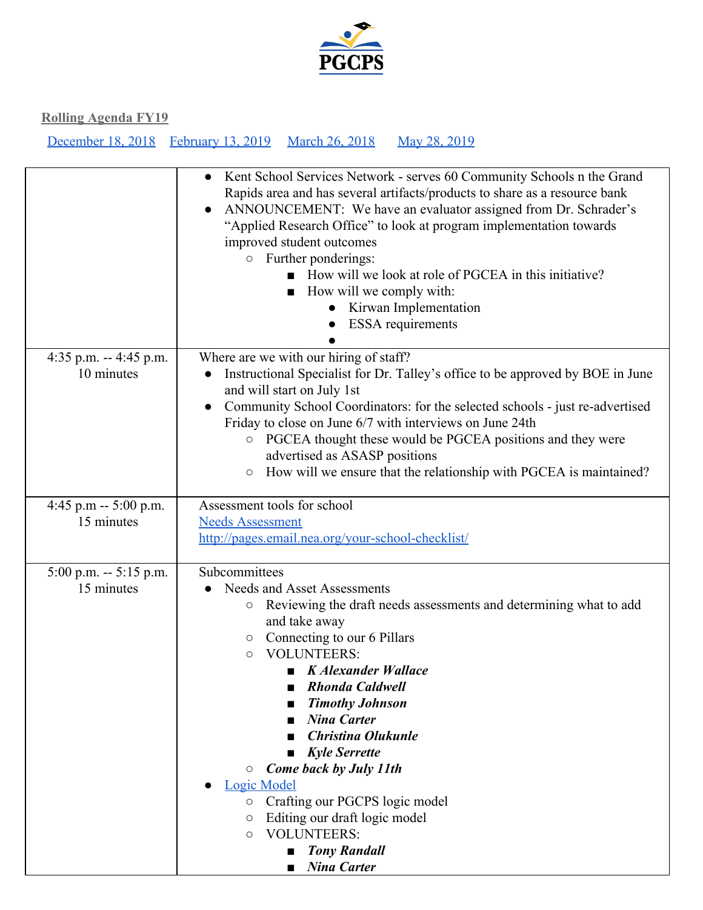PGCPS

**Rolling Agenda FY19**

[December 18, 2018](#) [February 13, 2019](#) [March 26, 2018](#) [May 28, 2019](#)

| | |
|---|---|
| | <ul><li>Kent School Services Network - serves 60 Community Schools n the Grand Rapids area and has several artifacts/products to share as a resource bank</li><li>ANNOUNCEMENT: We have an evaluator assigned from Dr. Schrader's "Applied Research Office" to look at program implementation towards improved student outcomes<ul><li>Further ponderings:<ul><li>How will we look at role of PGCEA in this initiative?</li><li>How will we comply with:<ul><li>Kirwan Implementation</li><li>ESSA requirements</li><li></li></ul></li></ul></li></ul></li></ul> |
| 4:35 p.m. -- 4:45 p.m.<br>10 minutes | Where are we with our hiring of staff?<ul><li>Instructional Specialist for Dr. Talley's office to be approved by BOE in June and will start on July 1st</li><li>Community School Coordinators: for the selected schools - just re-advertised Friday to close on June 6/7 with interviews on June 24th<ul><li>PGCEA thought these would be PGCEA positions and they were advertised as ASASP positions</li><li>How will we ensure that the relationship with PGCEA is maintained?</li></ul></li></ul> |
| 4:45 p.m -- 5:00 p.m.<br>15 minutes | Assessment tools for school<br>[Needs Assessment](#)<br>[http://pages.email.nea.org/your-school-checklist/](http://pages.email.nea.org/your-school-checklist/) |
| 5:00 p.m. -- 5:15 p.m.<br>15 minutes | Subcommittees<ul><li>Needs and Asset Assessments<ul><li>Reviewing the draft needs assessments and determining what to add and take away</li><li>Connecting to our 6 Pillars</li><li>VOLUNTEERS:<ul><li>***K Alexander Wallace***</li><li>***Rhonda Caldwell***</li><li>***Timothy Johnson***</li><li>***Nina Carter***</li><li>***Christina Olukunle***</li><li>***Kyle Serrette***</li></ul></li><li>***Come back by July 11th***</li></ul></li><li>[Logic Model](#)<ul><li>Crafting our PGCPS logic model</li><li>Editing our draft logic model</li><li>VOLUNTEERS:<ul><li>***Tony Randall***</li><li>***Nina Carter***</li></ul></li></ul></li></ul> |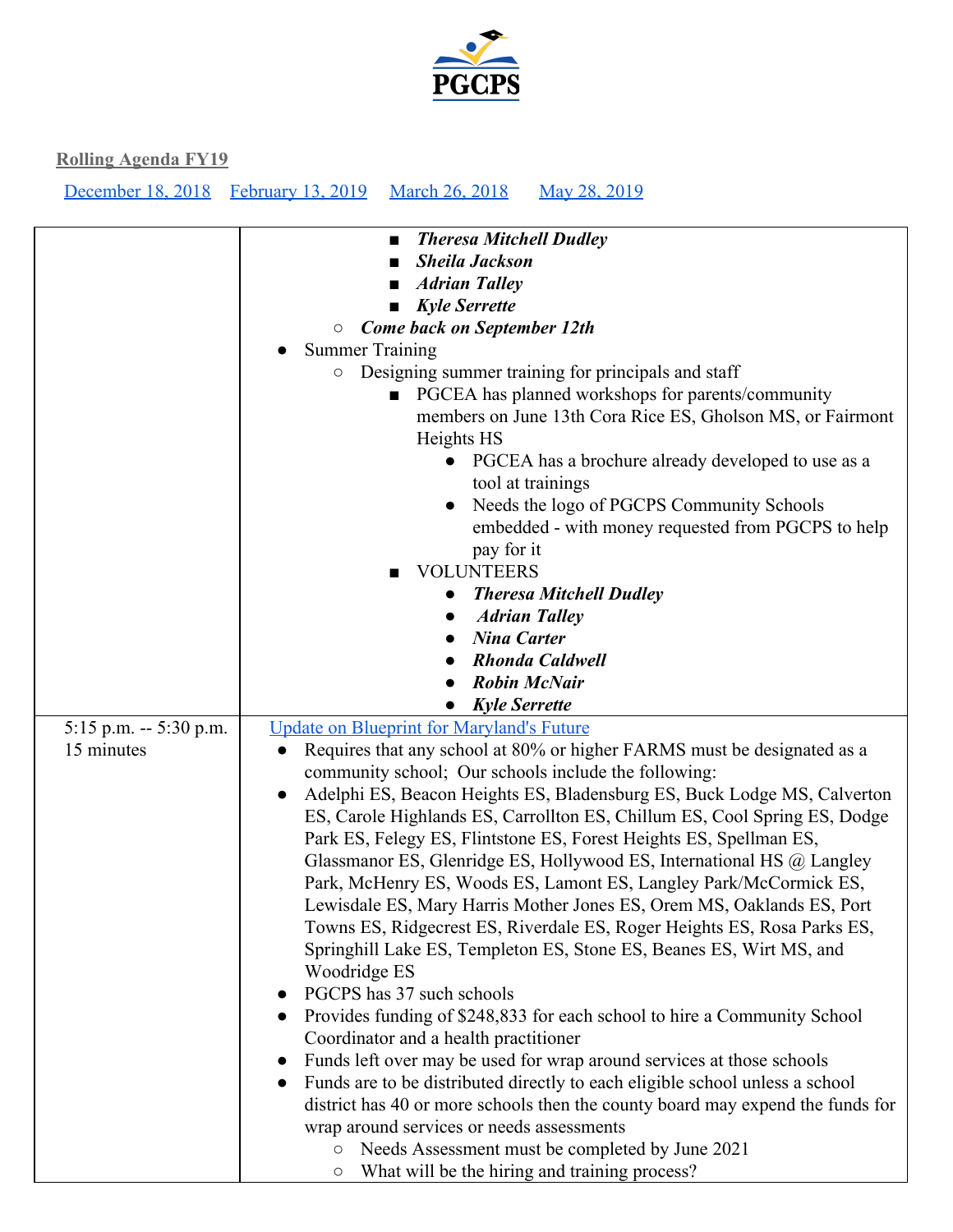PGCPS

**Rolling Agenda FY19**

[December 18, 2018](#) [February 13, 2019](#) [March 26, 2018](#) [May 28, 2019](#)

| | |
|---|---|
| | ■ ***Theresa Mitchell Dudley***<br>■ ***Sheila Jackson***<br>■ ***Adrian Talley***<br>■ ***Kyle Serrette***<br>○ ***Come back on September 12th***<br>● Summer Training<br>○ Designing summer training for principals and staff<br>■ PGCEA has planned workshops for parents/community members on June 13th Cora Rice ES, Gholson MS, or Fairmont Heights HS<br>● PGCEA has a brochure already developed to use as a tool at trainings<br>● Needs the logo of PGCPS Community Schools embedded - with money requested from PGCPS to help pay for it<br>■ VOLUNTEERS<br>● ***Theresa Mitchell Dudley***<br>● ***Adrian Talley***<br>● ***Nina Carter***<br>● ***Rhonda Caldwell***<br>● ***Robin McNair***<br>● ***Kyle Serrette*** |
| 5:15 p.m. -- 5:30 p.m.<br>15 minutes | [Update on Blueprint for Maryland's Future](#)<br>● Requires that any school at 80% or higher FARMS must be designated as a community school; Our schools include the following:<br>● Adelphi ES, Beacon Heights ES, Bladensburg ES, Buck Lodge MS, Calverton ES, Carole Highlands ES, Carrollton ES, Chillum ES, Cool Spring ES, Dodge Park ES, Felegy ES, Flintstone ES, Forest Heights ES, Spellman ES, Glassmanor ES, Glenridge ES, Hollywood ES, International HS @ Langley Park, McHenry ES, Woods ES, Lamont ES, Langley Park/McCormick ES, Lewisdale ES, Mary Harris Mother Jones ES, Orem MS, Oaklands ES, Port Towns ES, Ridgecrest ES, Riverdale ES, Roger Heights ES, Rosa Parks ES, Springhill Lake ES, Templeton ES, Stone ES, Beanes ES, Wirt MS, and Woodridge ES<br>● PGCPS has 37 such schools<br>● Provides funding of $248,833 for each school to hire a Community School Coordinator and a health practitioner<br>● Funds left over may be used for wrap around services at those schools<br>● Funds are to be distributed directly to each eligible school unless a school district has 40 or more schools then the county board may expend the funds for wrap around services or needs assessments<br>○ Needs Assessment must be completed by June 2021<br>○ What will be the hiring and training process? |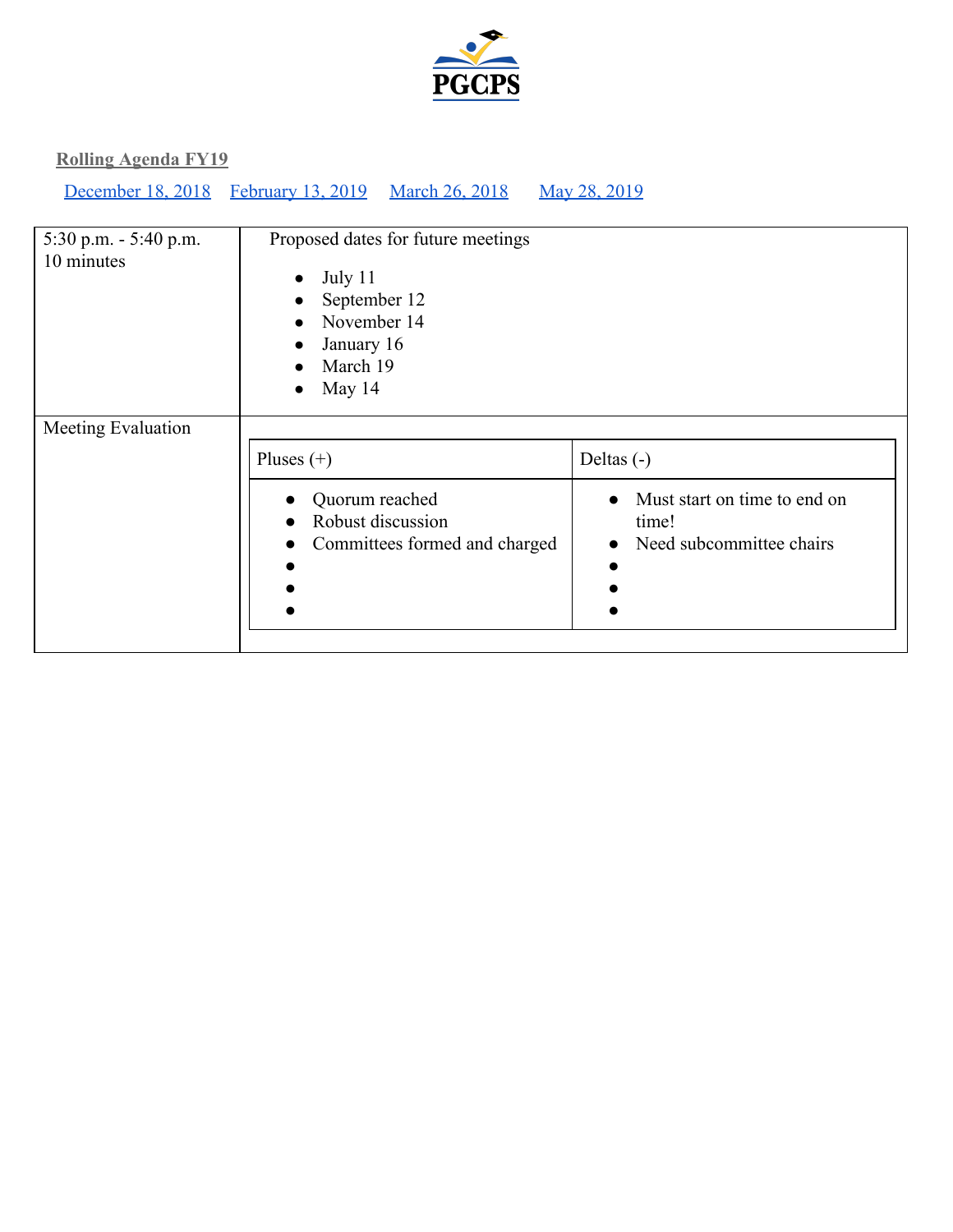**Rolling Agenda FY19**

[December 18, 2018] [February 13, 2019] [March 26, 2018] [May 28, 2019]

| | |
|---|---|
| 5:30 p.m. - 5:40 p.m.<br>10 minutes | Proposed dates for future meetings<br>• July 11<br>• September 12<br>• November 14<br>• January 16<br>• March 19<br>• May 14 |
| Meeting Evaluation | (see table below) |

| Pluses (+) | Deltas (-) |
|---|---|
| • Quorum reached<br>• Robust discussion<br>• Committees formed and charged<br>•<br>•<br>• | • Must start on time to end on time!<br>• Need subcommittee chairs<br>•<br>•<br>• |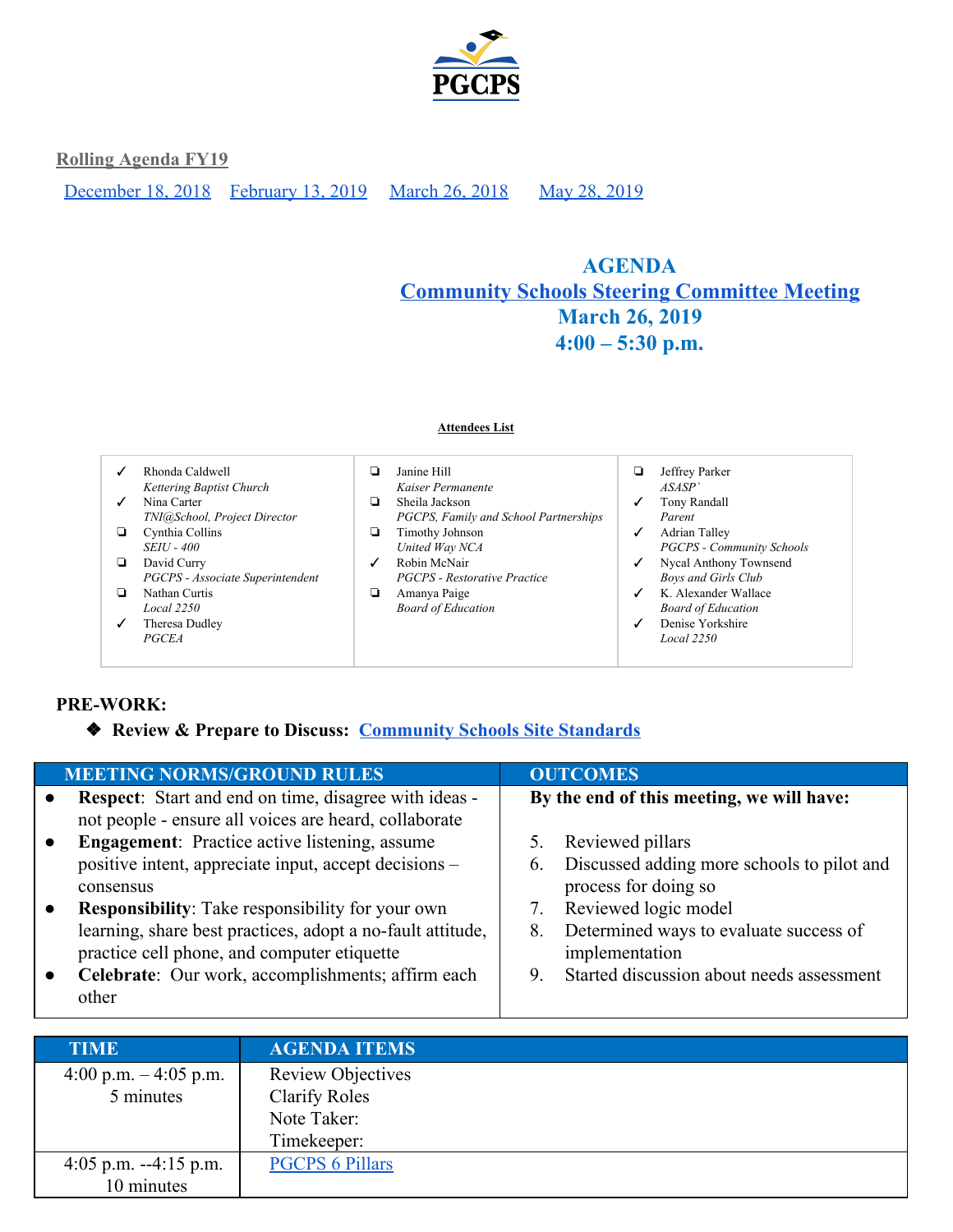PGCPS

**Rolling Agenda FY19**

December 18, 2018    February 13, 2019    March 26, 2018    May 28, 2019

# AGENDA
## Community Schools Steering Committee Meeting
## March 26, 2019
## 4:00 – 5:30 p.m.

**Attendees List**

| | | |
|---|---|---|
| ✓ Rhonda Caldwell *Kettering Baptist Church* | ❑ Janine Hill *Kaiser Permanente* | ❑ Jeffrey Parker *ASASP`* |
| ✓ Nina Carter *TNI@School, Project Director* | ❑ Sheila Jackson *PGCPS, Family and School Partnerships* | ✓ Tony Randall *Parent* |
| ❑ Cynthia Collins *SEIU - 400* | ❑ Timothy Johnson *United Way NCA* | ✓ Adrian Talley *PGCPS - Community Schools* |
| ❑ David Curry *PGCPS - Associate Superintendent* | ✓ Robin McNair *PGCPS - Restorative Practice* | ✓ Nycal Anthony Townsend *Boys and Girls Club* |
| ❑ Nathan Curtis *Local 2250* | ❑ Amanya Paige *Board of Education* | ✓ K. Alexander Wallace *Board of Education* |
| ✓ Theresa Dudley *PGCEA* | | ✓ Denise Yorkshire *Local 2250* |

**PRE-WORK:**

- ❖ **Review & Prepare to Discuss:** Community Schools Site Standards

| MEETING NORMS/GROUND RULES | OUTCOMES |
|---|---|
| • **Respect**: Start and end on time, disagree with ideas - not people - ensure all voices are heard, collaborate<br>• **Engagement**: Practice active listening, assume positive intent, appreciate input, accept decisions – consensus<br>• **Responsibility**: Take responsibility for your own learning, share best practices, adopt a no-fault attitude, practice cell phone, and computer etiquette<br>• **Celebrate**: Our work, accomplishments; affirm each other | **By the end of this meeting, we will have:**<br>5. Reviewed pillars<br>6. Discussed adding more schools to pilot and process for doing so<br>7. Reviewed logic model<br>8. Determined ways to evaluate success of implementation<br>9. Started discussion about needs assessment |

| TIME | AGENDA ITEMS |
|---|---|
| 4:00 p.m. – 4:05 p.m.<br>5 minutes | Review Objectives<br>Clarify Roles<br>Note Taker:<br>Timekeeper: |
| 4:05 p.m. --4:15 p.m.<br>10 minutes | PGCPS 6 Pillars |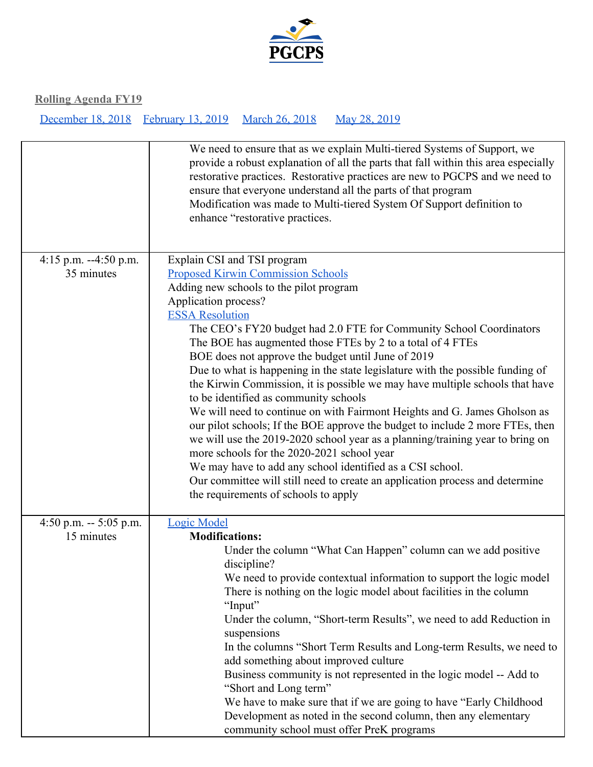**Rolling Agenda FY19**

December 18, 2018 February 13, 2019 March 26, 2018 May 28, 2019

| | |
|---|---|
| | We need to ensure that as we explain Multi-tiered Systems of Support, we provide a robust explanation of all the parts that fall within this area especially restorative practices. Restorative practices are new to PGCPS and we need to ensure that everyone understand all the parts of that program<br>Modification was made to Multi-tiered System Of Support definition to enhance "restorative practices. |
| 4:15 p.m. --4:50 p.m.<br>35 minutes | Explain CSI and TSI program<br>Proposed Kirwin Commission Schools<br>Adding new schools to the pilot program<br>Application process?<br>ESSA Resolution<br>The CEO's FY20 budget had 2.0 FTE for Community School Coordinators<br>The BOE has augmented those FTEs by 2 to a total of 4 FTEs<br>BOE does not approve the budget until June of 2019<br>Due to what is happening in the state legislature with the possible funding of the Kirwin Commission, it is possible we may have multiple schools that have to be identified as community schools<br>We will need to continue on with Fairmont Heights and G. James Gholson as our pilot schools; If the BOE approve the budget to include 2 more FTEs, then we will use the 2019-2020 school year as a planning/training year to bring on more schools for the 2020-2021 school year<br>We may have to add any school identified as a CSI school.<br>Our committee will still need to create an application process and determine the requirements of schools to apply |
| 4:50 p.m. -- 5:05 p.m.<br>15 minutes | Logic Model<br>**Modifications:**<br>Under the column "What Can Happen" column can we add positive discipline?<br>We need to provide contextual information to support the logic model<br>There is nothing on the logic model about facilities in the column "Input"<br>Under the column, "Short-term Results", we need to add Reduction in suspensions<br>In the columns "Short Term Results and Long-term Results, we need to add something about improved culture<br>Business community is not represented in the logic model -- Add to "Short and Long term"<br>We have to make sure that if we are going to have "Early Childhood Development as noted in the second column, then any elementary community school must offer PreK programs |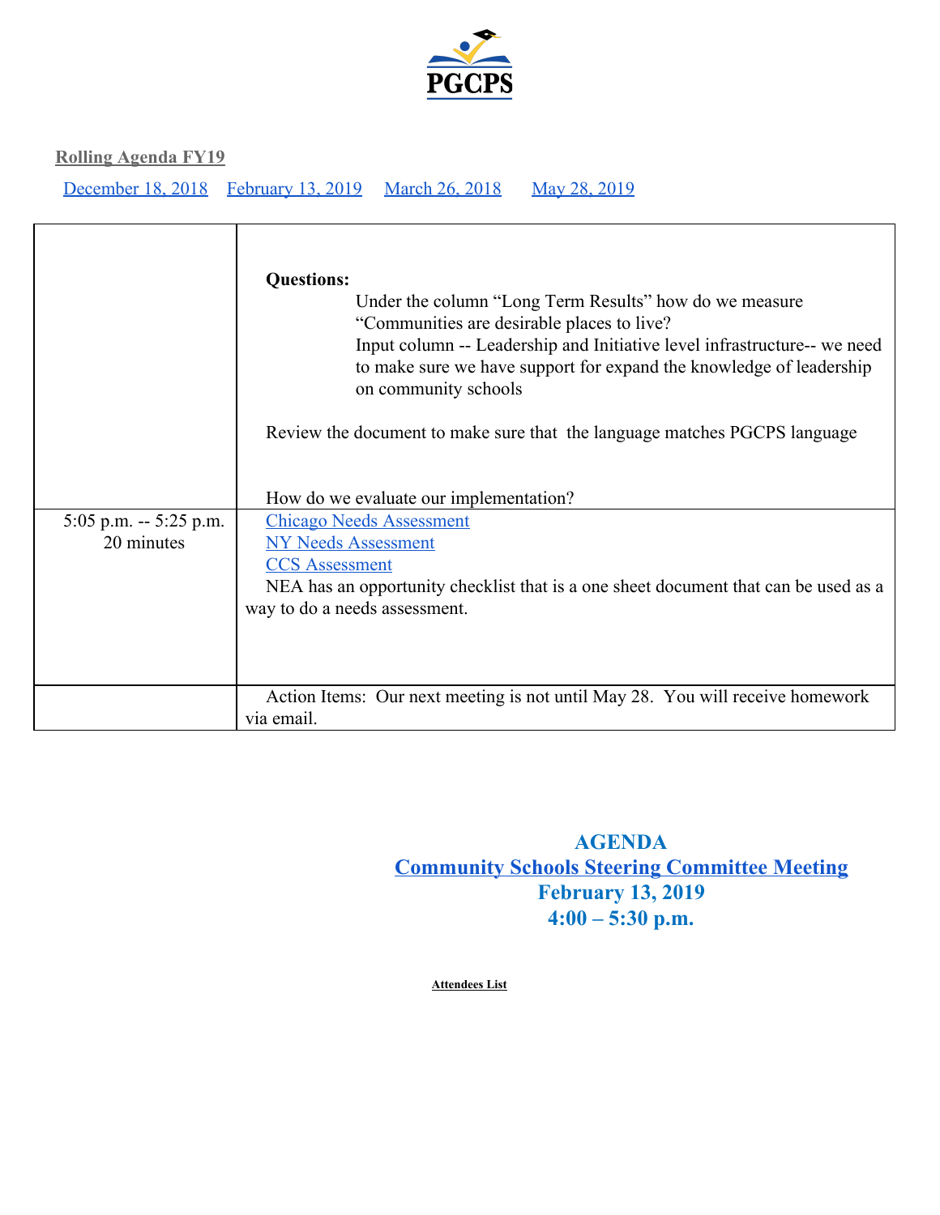PGCPS

**Rolling Agenda FY19**

December 18, 2018 February 13, 2019 March 26, 2018 May 28, 2019

| | |
|---|---|
| | **Questions:**<br>Under the column "Long Term Results" how do we measure "Communities are desirable places to live?<br>Input column -- Leadership and Initiative level infrastructure-- we need to make sure we have support for expand the knowledge of leadership on community schools<br><br>Review the document to make sure that the language matches PGCPS language<br><br>How do we evaluate our implementation? |
| 5:05 p.m. -- 5:25 p.m.<br>20 minutes | Chicago Needs Assessment<br>NY Needs Assessment<br>CCS Assessment<br>NEA has an opportunity checklist that is a one sheet document that can be used as a way to do a needs assessment. |
| | Action Items: Our next meeting is not until May 28. You will receive homework via email. |

## AGENDA
## Community Schools Steering Committee Meeting
## February 13, 2019
## 4:00 – 5:30 p.m.

**Attendees List**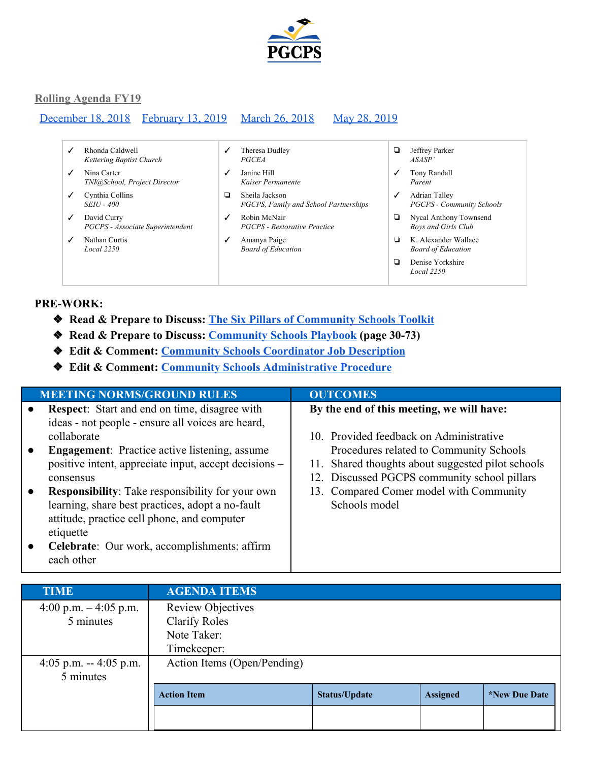**PGCPS**

**Rolling Agenda FY19**

[December 18, 2018](#) [February 13, 2019](#) [March 26, 2018](#) [May 28, 2019](#)

| | | |
|---|---|---|
| ✓ Rhonda Caldwell *Kettering Baptist Church* | ✓ Theresa Dudley *PGCEA* | ❏ Jeffrey Parker *ASASP`* |
| ✓ Nina Carter *TNI@School, Project Director* | ✓ Janine Hill *Kaiser Permanente* | ✓ Tony Randall *Parent* |
| ✓ Cynthia Collins *SEIU - 400* | ❏ Sheila Jackson *PGCPS, Family and School Partnerships* | ✓ Adrian Talley *PGCPS - Community Schools* |
| ✓ David Curry *PGCPS - Associate Superintendent* | ✓ Robin McNair *PGCPS - Restorative Practice* | ❏ Nycal Anthony Townsend *Boys and Girls Club* |
| ✓ Nathan Curtis *Local 2250* | ✓ Amanya Paige *Board of Education* | ❏ K. Alexander Wallace *Board of Education* |
| | | ❏ Denise Yorkshire *Local 2250* |

**PRE-WORK:**

- **Read & Prepare to Discuss: [The Six Pillars of Community Schools Toolkit](#)**
- **Read & Prepare to Discuss: [Community Schools Playbook](#) (page 30-73)**
- **Edit & Comment: [Community Schools Coordinator Job Description](#)**
- **Edit & Comment: [Community Schools Administrative Procedure](#)**

| MEETING NORMS/GROUND RULES | OUTCOMES |
|---|---|
| • **Respect**: Start and end on time, disagree with ideas - not people - ensure all voices are heard, collaborate<br>• **Engagement**: Practice active listening, assume positive intent, appreciate input, accept decisions – consensus<br>• **Responsibility**: Take responsibility for your own learning, share best practices, adopt a no-fault attitude, practice cell phone, and computer etiquette<br>• **Celebrate**: Our work, accomplishments; affirm each other | **By the end of this meeting, we will have:**<br><br>10. Provided feedback on Administrative Procedures related to Community Schools<br>11. Shared thoughts about suggested pilot schools<br>12. Discussed PGCPS community school pillars<br>13. Compared Comer model with Community Schools model |

| TIME | AGENDA ITEMS |
|---|---|
| 4:00 p.m. – 4:05 p.m.<br>5 minutes | Review Objectives<br>Clarify Roles<br>Note Taker:<br>Timekeeper: |
| 4:05 p.m. -- 4:05 p.m.<br>5 minutes | Action Items (Open/Pending) |

| Action Item | Status/Update | Assigned | *New Due Date |
|---|---|---|---|
| | | | |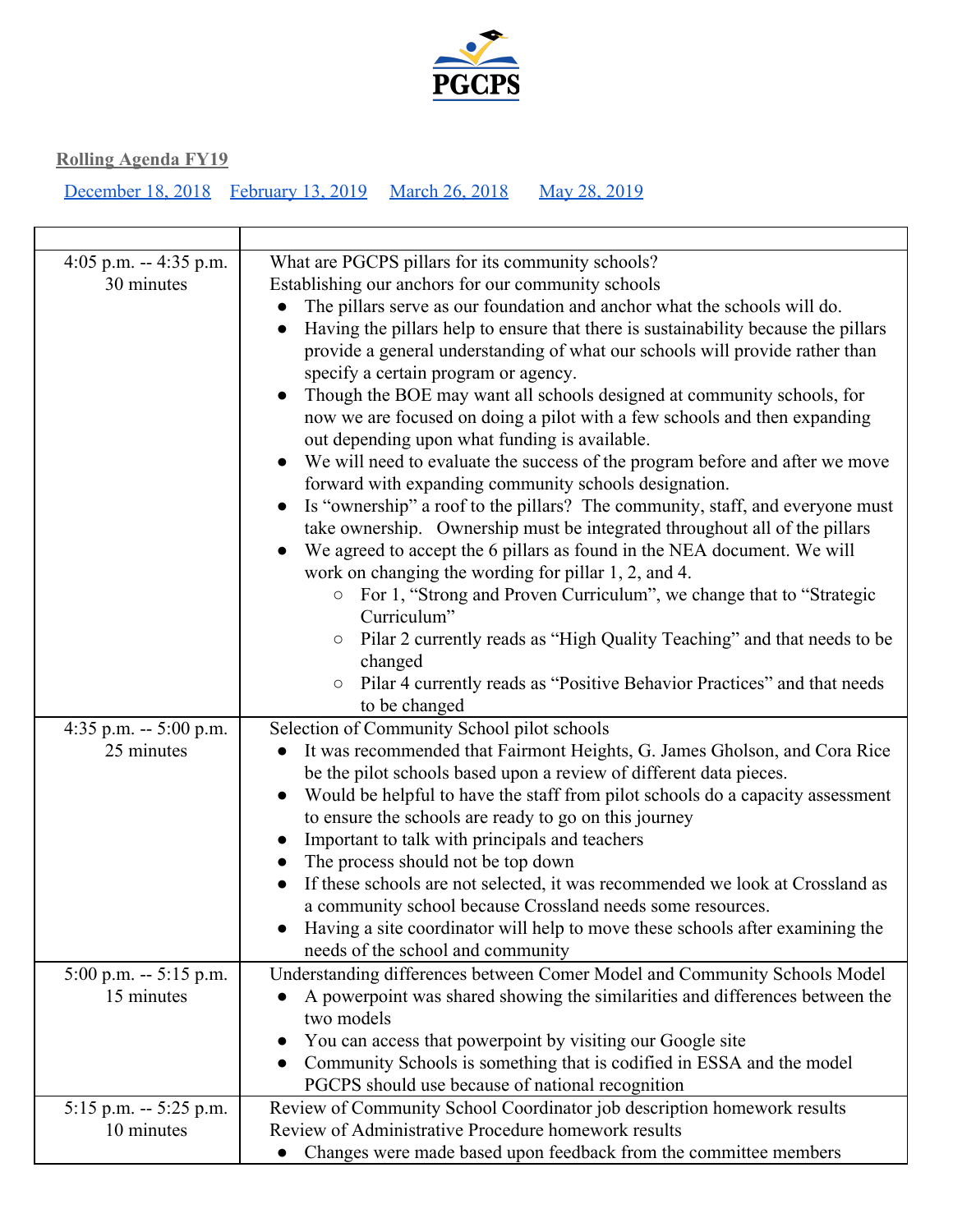PGCPS

**Rolling Agenda FY19**

[December 18, 2018](#) [February 13, 2019](#) [March 26, 2018](#) [May 28, 2019](#)

| | |
|---|---|
| 4:05 p.m. -- 4:35 p.m.<br>30 minutes | What are PGCPS pillars for its community schools?<br>Establishing our anchors for our community schools<br>● The pillars serve as our foundation and anchor what the schools will do.<br>● Having the pillars help to ensure that there is sustainability because the pillars provide a general understanding of what our schools will provide rather than specify a certain program or agency.<br>● Though the BOE may want all schools designed at community schools, for now we are focused on doing a pilot with a few schools and then expanding out depending upon what funding is available.<br>● We will need to evaluate the success of the program before and after we move forward with expanding community schools designation.<br>● Is "ownership" a roof to the pillars? The community, staff, and everyone must take ownership. Ownership must be integrated throughout all of the pillars<br>● We agreed to accept the 6 pillars as found in the NEA document. We will work on changing the wording for pillar 1, 2, and 4.<br>&nbsp;&nbsp;&nbsp;&nbsp;○ For 1, "Strong and Proven Curriculum", we change that to "Strategic Curriculum"<br>&nbsp;&nbsp;&nbsp;&nbsp;○ Pilar 2 currently reads as "High Quality Teaching" and that needs to be changed<br>&nbsp;&nbsp;&nbsp;&nbsp;○ Pilar 4 currently reads as "Positive Behavior Practices" and that needs to be changed |
| 4:35 p.m. -- 5:00 p.m.<br>25 minutes | Selection of Community School pilot schools<br>● It was recommended that Fairmont Heights, G. James Gholson, and Cora Rice be the pilot schools based upon a review of different data pieces.<br>● Would be helpful to have the staff from pilot schools do a capacity assessment to ensure the schools are ready to go on this journey<br>● Important to talk with principals and teachers<br>● The process should not be top down<br>● If these schools are not selected, it was recommended we look at Crossland as a community school because Crossland needs some resources.<br>● Having a site coordinator will help to move these schools after examining the needs of the school and community |
| 5:00 p.m. -- 5:15 p.m.<br>15 minutes | Understanding differences between Comer Model and Community Schools Model<br>● A powerpoint was shared showing the similarities and differences between the two models<br>● You can access that powerpoint by visiting our Google site<br>● Community Schools is something that is codified in ESSA and the model PGCPS should use because of national recognition |
| 5:15 p.m. -- 5:25 p.m.<br>10 minutes | Review of Community School Coordinator job description homework results<br>Review of Administrative Procedure homework results<br>● Changes were made based upon feedback from the committee members |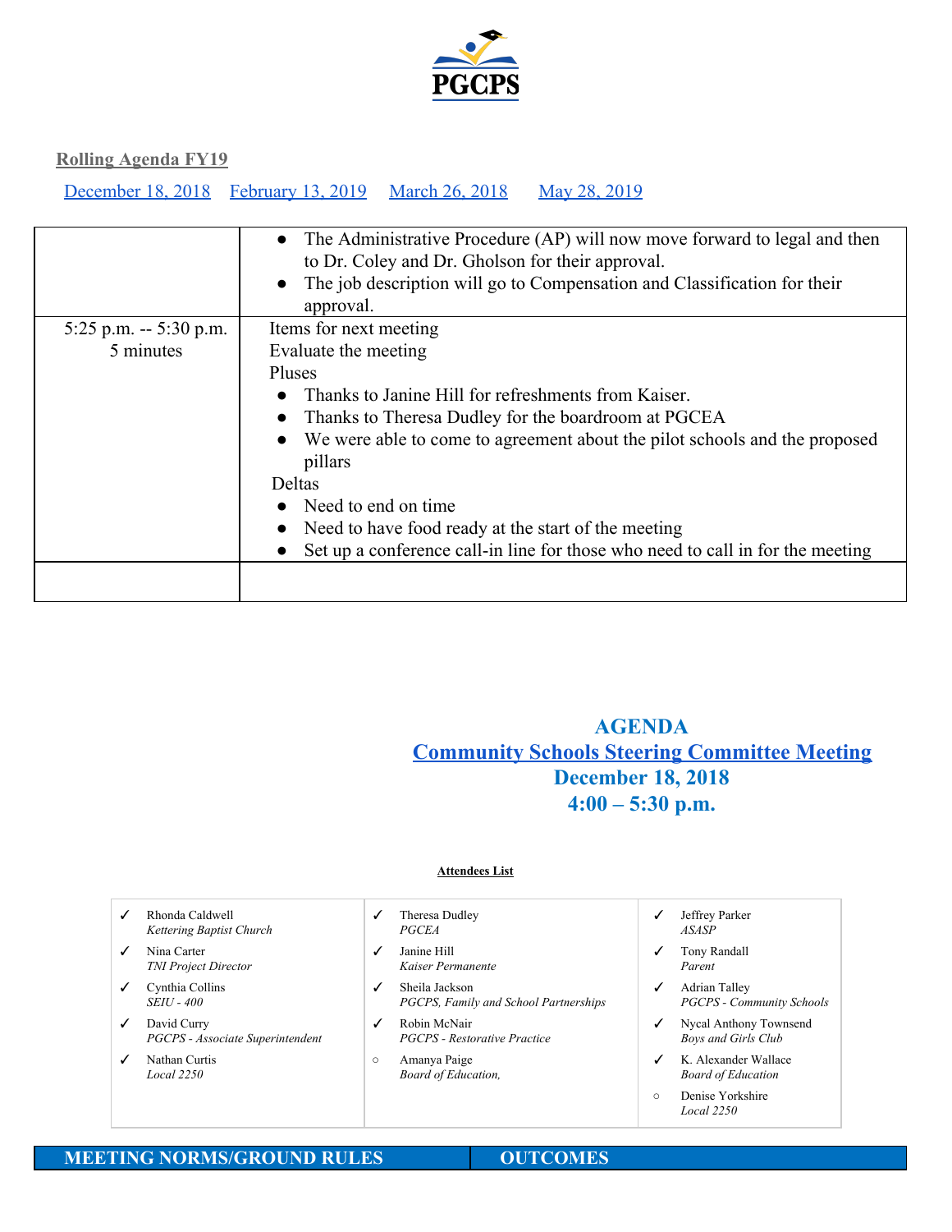**PGCPS**

**Rolling Agenda FY19**

December 18, 2018    February 13, 2019    March 26, 2018    May 28, 2019

| | |
|---|---|
| | ● The Administrative Procedure (AP) will now move forward to legal and then to Dr. Coley and Dr. Gholson for their approval.<br>● The job description will go to Compensation and Classification for their approval. |
| 5:25 p.m. -- 5:30 p.m.<br>5 minutes | Items for next meeting<br>Evaluate the meeting<br>Pluses<br>● Thanks to Janine Hill for refreshments from Kaiser.<br>● Thanks to Theresa Dudley for the boardroom at PGCEA<br>● We were able to come to agreement about the pilot schools and the proposed pillars<br>Deltas<br>● Need to end on time<br>● Need to have food ready at the start of the meeting<br>● Set up a conference call-in line for those who need to call in for the meeting |
| | |

## AGENDA
## Community Schools Steering Committee Meeting
## December 18, 2018
## 4:00 – 5:30 p.m.

**Attendees List**

| | | | | | |
|---|---|---|---|---|---|
| ✓ | Rhonda Caldwell<br>*Kettering Baptist Church* | ✓ | Theresa Dudley<br>*PGCEA* | ✓ | Jeffrey Parker<br>*ASASP* |
| ✓ | Nina Carter<br>*TNI Project Director* | ✓ | Janine Hill<br>*Kaiser Permanente* | ✓ | Tony Randall<br>*Parent* |
| ✓ | Cynthia Collins<br>*SEIU - 400* | ✓ | Sheila Jackson<br>*PGCPS, Family and School Partnerships* | ✓ | Adrian Talley<br>*PGCPS - Community Schools* |
| ✓ | David Curry<br>*PGCPS - Associate Superintendent* | ✓ | Robin McNair<br>*PGCPS - Restorative Practice* | ✓ | Nycal Anthony Townsend<br>*Boys and Girls Club* |
| ✓ | Nathan Curtis<br>*Local 2250* | ○ | Amanya Paige<br>*Board of Education,* | ✓ | K. Alexander Wallace<br>*Board of Education* |
| | | | | ○ | Denise Yorkshire<br>*Local 2250* |

| MEETING NORMS/GROUND RULES | OUTCOMES |
|---|---|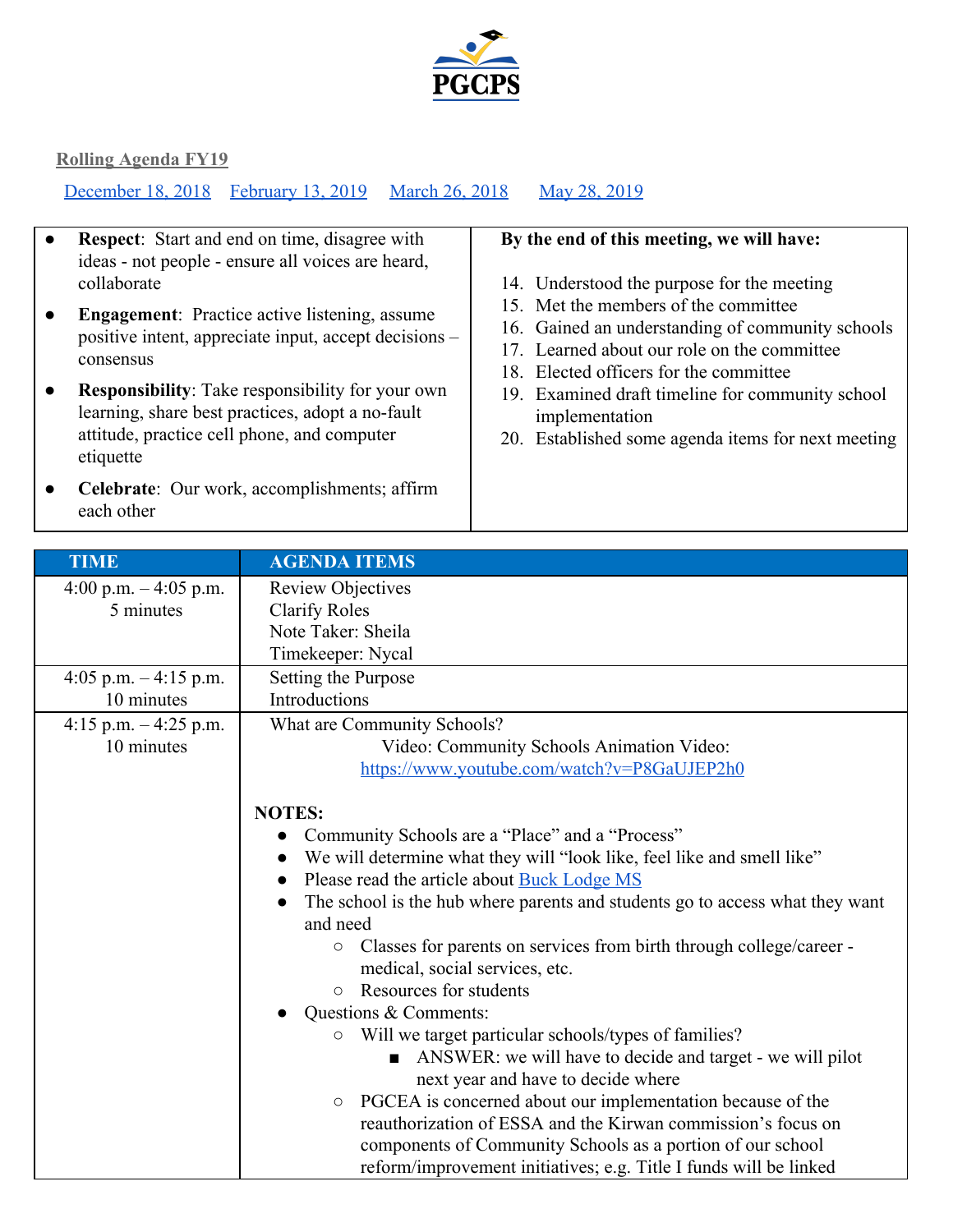PGCPS

**Rolling Agenda FY19**

[December 18, 2018](#) [February 13, 2019](#) [March 26, 2018](#) [May 28, 2019](#)

| | |
|---|---|
| • **Respect**: Start and end on time, disagree with ideas - not people - ensure all voices are heard, collaborate<br>• **Engagement**: Practice active listening, assume positive intent, appreciate input, accept decisions – consensus<br>• **Responsibility**: Take responsibility for your own learning, share best practices, adopt a no-fault attitude, practice cell phone, and computer etiquette<br>• **Celebrate**: Our work, accomplishments; affirm each other | **By the end of this meeting, we will have:**<br><br>14. Understood the purpose for the meeting<br>15. Met the members of the committee<br>16. Gained an understanding of community schools<br>17. Learned about our role on the committee<br>18. Elected officers for the committee<br>19. Examined draft timeline for community school implementation<br>20. Established some agenda items for next meeting |

| TIME | AGENDA ITEMS |
|---|---|
| 4:00 p.m. – 4:05 p.m.<br>5 minutes | Review Objectives<br>Clarify Roles<br>Note Taker: Sheila<br>Timekeeper: Nycal |
| 4:05 p.m. – 4:15 p.m.<br>10 minutes | Setting the Purpose<br>Introductions |
| 4:15 p.m. – 4:25 p.m.<br>10 minutes | What are Community Schools?<br>Video: Community Schools Animation Video: https://www.youtube.com/watch?v=P8GaUJEP2h0<br><br>**NOTES:**<br>• Community Schools are a "Place" and a "Process"<br>• We will determine what they will "look like, feel like and smell like"<br>• Please read the article about [Buck Lodge MS](#)<br>• The school is the hub where parents and students go to access what they want and need<br>&nbsp;&nbsp;&nbsp;&nbsp;○ Classes for parents on services from birth through college/career - medical, social services, etc.<br>&nbsp;&nbsp;&nbsp;&nbsp;○ Resources for students<br>• Questions & Comments:<br>&nbsp;&nbsp;&nbsp;&nbsp;○ Will we target particular schools/types of families?<br>&nbsp;&nbsp;&nbsp;&nbsp;&nbsp;&nbsp;&nbsp;&nbsp;■ ANSWER: we will have to decide and target - we will pilot next year and have to decide where<br>&nbsp;&nbsp;&nbsp;&nbsp;○ PGCEA is concerned about our implementation because of the reauthorization of ESSA and the Kirwan commission's focus on components of Community Schools as a portion of our school reform/improvement initiatives; e.g. Title I funds will be linked |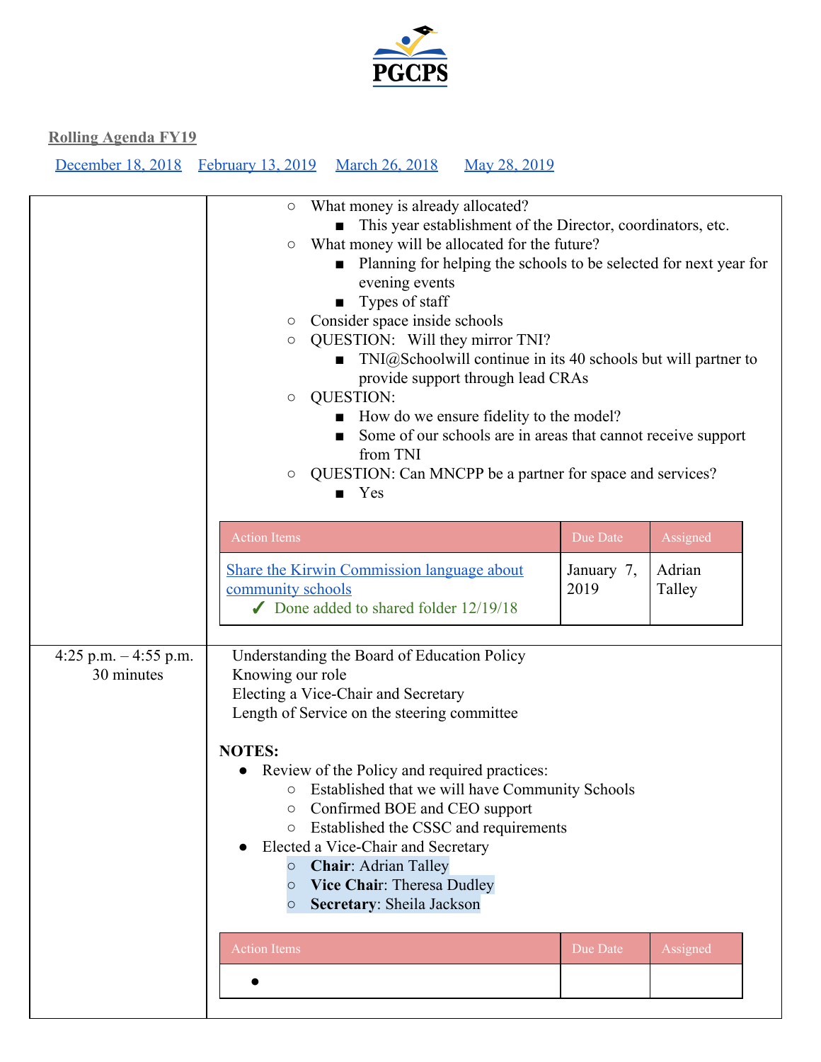**Rolling Agenda FY19**

[December 18, 2018](#) [February 13, 2019](#) [March 26, 2018](#) [May 28, 2019](#)

| | |
|---|---|
| | ○ What money is already allocated?<br>■ This year establishment of the Director, coordinators, etc.<br>○ What money will be allocated for the future?<br>■ Planning for helping the schools to be selected for next year for evening events<br>■ Types of staff<br>○ Consider space inside schools<br>○ QUESTION: Will they mirror TNI?<br>■ TNI@Schoolwill continue in its 40 schools but will partner to provide support through lead CRAs<br>○ QUESTION:<br>■ How do we ensure fidelity to the model?<br>■ Some of our schools are in areas that cannot receive support from TNI<br>○ QUESTION: Can MNCPP be a partner for space and services?<br>■ Yes<br><br>**Action Items** \| **Due Date** \| **Assigned**<br>[Share the Kirwin Commission language about community schools](#) ✓ Done added to shared folder 12/19/18 \| January 7, 2019 \| Adrian Talley |
| 4:25 p.m. – 4:55 p.m.<br>30 minutes | Understanding the Board of Education Policy<br>Knowing our role<br>Electing a Vice-Chair and Secretary<br>Length of Service on the steering committee<br><br>**NOTES:**<br>● Review of the Policy and required practices:<br>○ Established that we will have Community Schools<br>○ Confirmed BOE and CEO support<br>○ Established the CSSC and requirements<br>● Elected a Vice-Chair and Secretary<br>○ **Chair**: Adrian Talley<br>○ **Vice Chair**: Theresa Dudley<br>○ **Secretary**: Sheila Jackson<br><br>**Action Items** \| **Due Date** \| **Assigned**<br>● \| \| |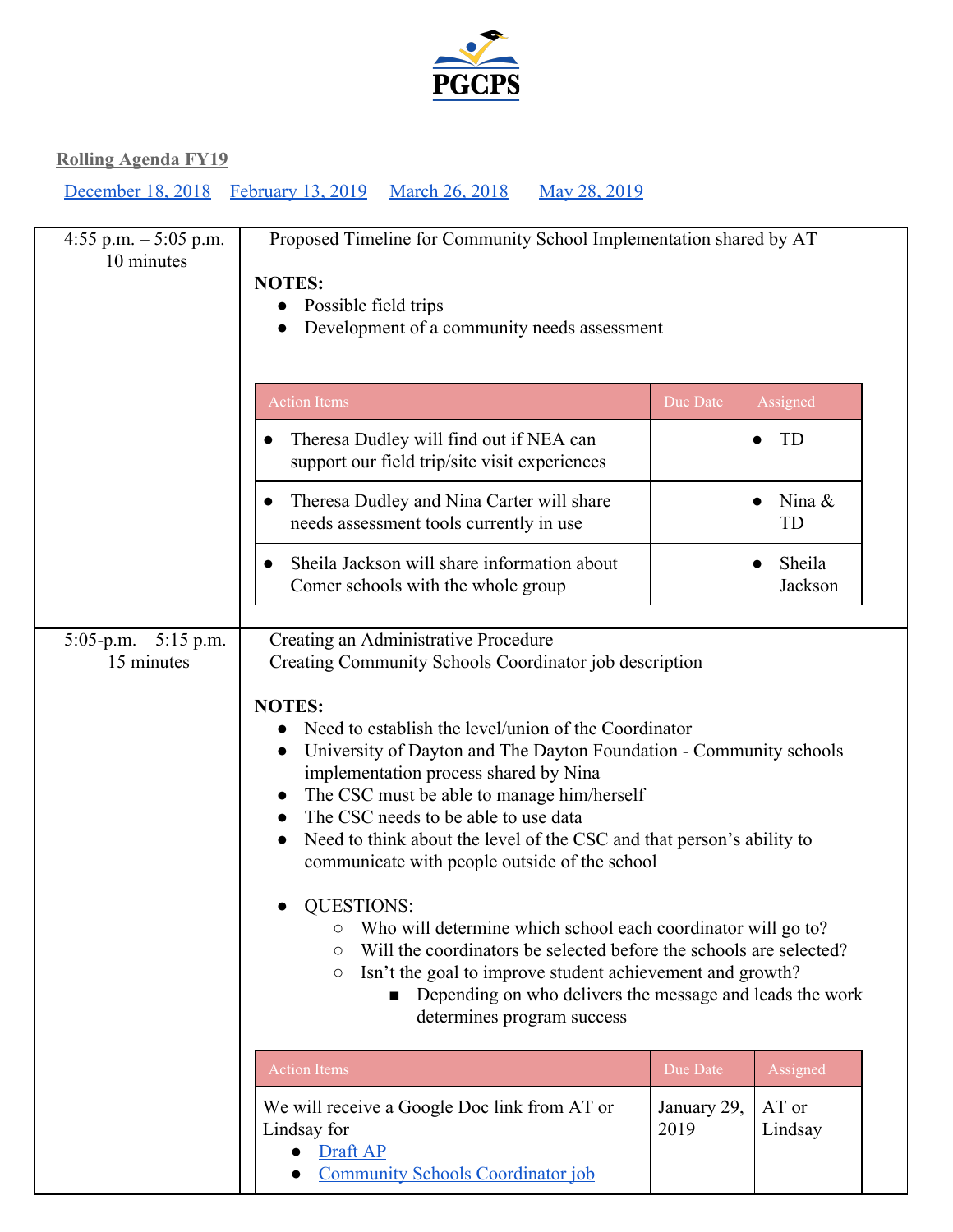**PGCPS**

**Rolling Agenda FY19**

[December 18, 2018](#) [February 13, 2019](#) [March 26, 2018](#) [May 28, 2019](#)

| | |
|---|---|
| 4:55 p.m. – 5:05 p.m. 10 minutes | Proposed Timeline for Community School Implementation shared by AT<br><br>**NOTES:**<br>● Possible field trips<br>● Development of a community needs assessment<br><br>**Action Items** / **Due Date** / **Assigned**<br>● Theresa Dudley will find out if NEA can support our field trip/site visit experiences / — / ● TD<br>● Theresa Dudley and Nina Carter will share needs assessment tools currently in use / — / ● Nina & TD<br>● Sheila Jackson will share information about Comer schools with the whole group / — / ● Sheila Jackson |
| 5:05-p.m. – 5:15 p.m. 15 minutes | Creating an Administrative Procedure<br>Creating Community Schools Coordinator job description<br><br>**NOTES:**<br>● Need to establish the level/union of the Coordinator<br>● University of Dayton and The Dayton Foundation - Community schools implementation process shared by Nina<br>● The CSC must be able to manage him/herself<br>● The CSC needs to be able to use data<br>● Need to think about the level of the CSC and that person's ability to communicate with people outside of the school<br><br>● QUESTIONS:<br>○ Who will determine which school each coordinator will go to?<br>○ Will the coordinators be selected before the schools are selected?<br>○ Isn't the goal to improve student achievement and growth?<br>■ Depending on who delivers the message and leads the work determines program success<br><br>**Action Items** / **Due Date** / **Assigned**<br>We will receive a Google Doc link from AT or Lindsay for ● [Draft AP](#) ● [Community Schools Coordinator job](#) / January 29, 2019 / AT or Lindsay |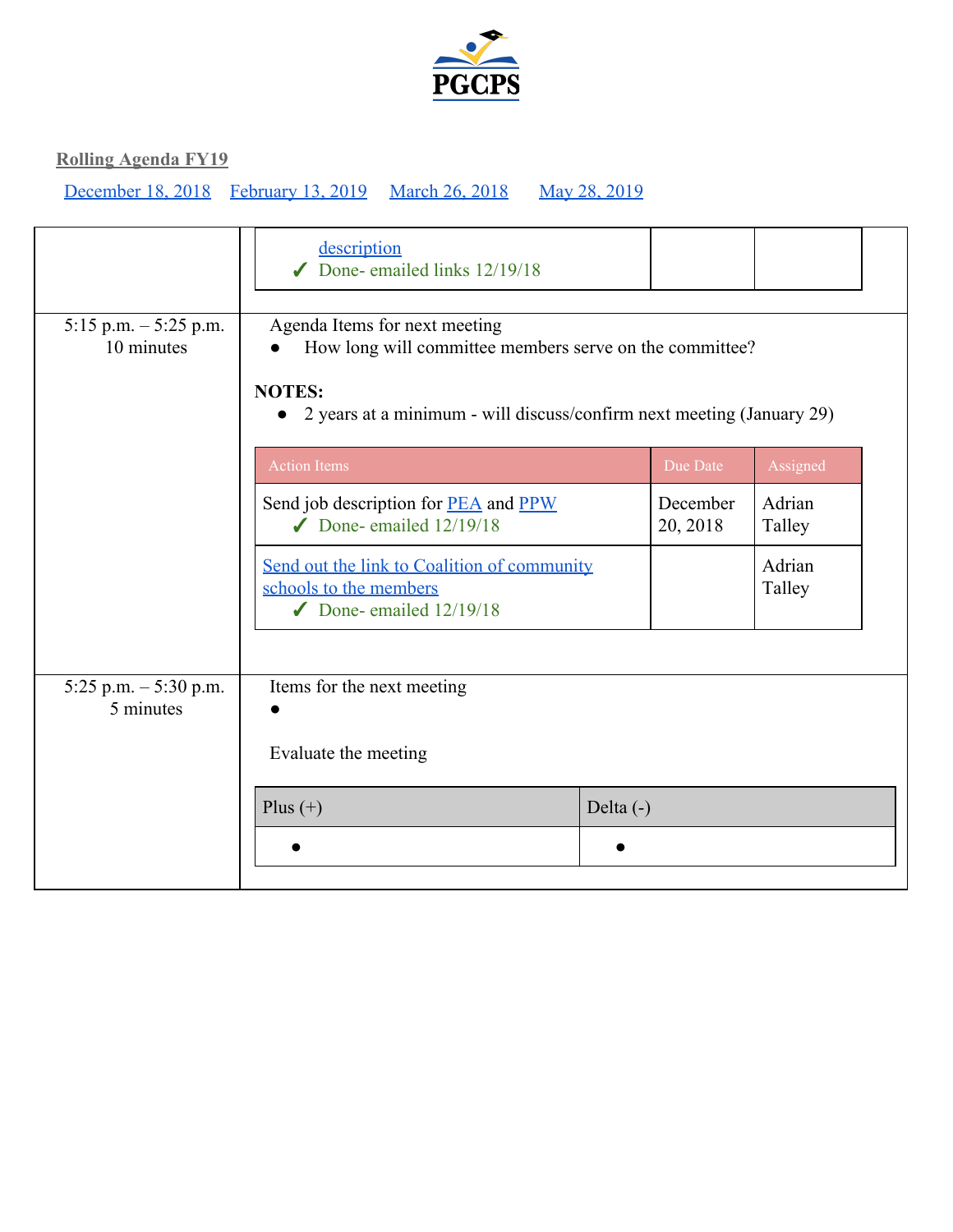PGCPS

**Rolling Agenda FY19**

December 18, 2018 February 13, 2019 March 26, 2018 May 28, 2019

| | |
|---|---|
| | description ✓ Done- emailed links 12/19/18 |
| 5:15 p.m. – 5:25 p.m. 10 minutes | Agenda Items for next meeting<br>• How long will committee members serve on the committee?<br><br>**NOTES:**<br>• 2 years at a minimum - will discuss/confirm next meeting (January 29) |
| 5:25 p.m. – 5:30 p.m. 5 minutes | Items for the next meeting<br>•<br><br>Evaluate the meeting |

| Action Items | Due Date | Assigned |
|---|---|---|
| Send job description for PEA and PPW ✓ Done- emailed 12/19/18 | December 20, 2018 | Adrian Talley |
| Send out the link to Coalition of community schools to the members ✓ Done- emailed 12/19/18 | | Adrian Talley |

| Plus (+) | Delta (-) |
|---|---|
| • | • |